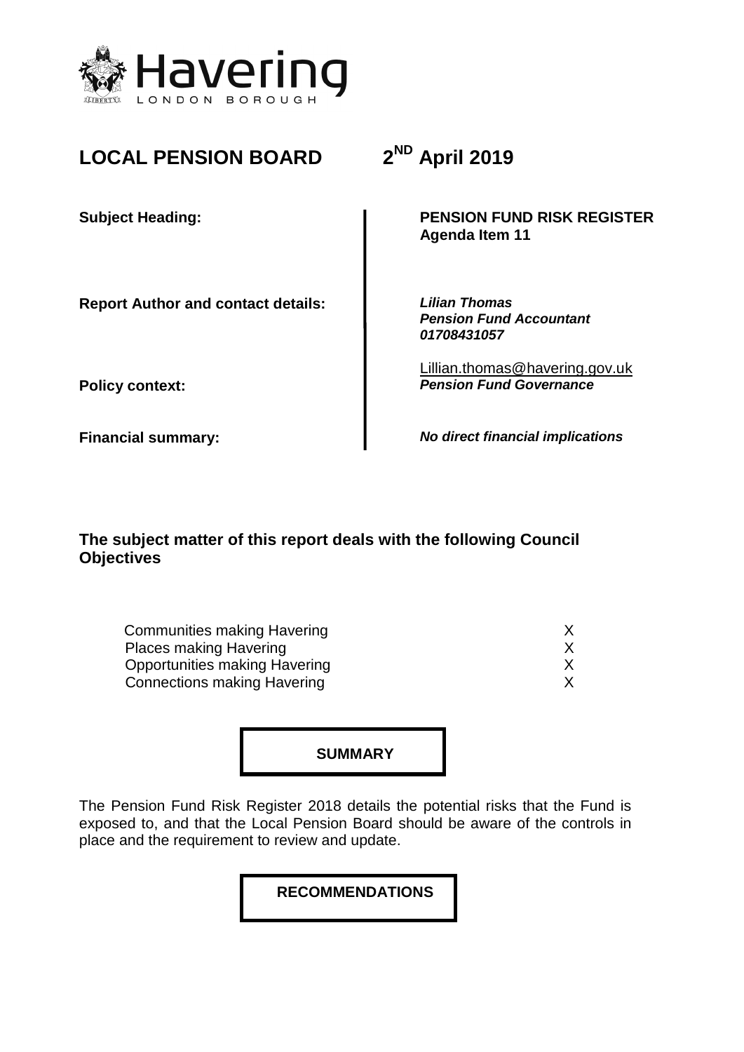Havering
LONDON BOROUGH

# LOCAL PENSION BOARD 2[ND] April 2019

| | |
|---|---|
| **Subject Heading:** | **PENSION FUND RISK REGISTER** **Agenda Item 11** |
| **Report Author and contact details:** | ***Lilian Thomas*** ***Pension Fund Accountant*** ***01708431057*** Lillian.thomas@havering.gov.uk |
| **Policy context:** | ***Pension Fund Governance*** |
| **Financial summary:** | ***No direct financial implications*** |

## The subject matter of this report deals with the following Council Objectives

| | |
|---|---|
| Communities making Havering | X |
| Places making Havering | X |
| Opportunities making Havering | X |
| Connections making Havering | X |

## SUMMARY

The Pension Fund Risk Register 2018 details the potential risks that the Fund is exposed to, and that the Local Pension Board should be aware of the controls in place and the requirement to review and update.

## RECOMMENDATIONS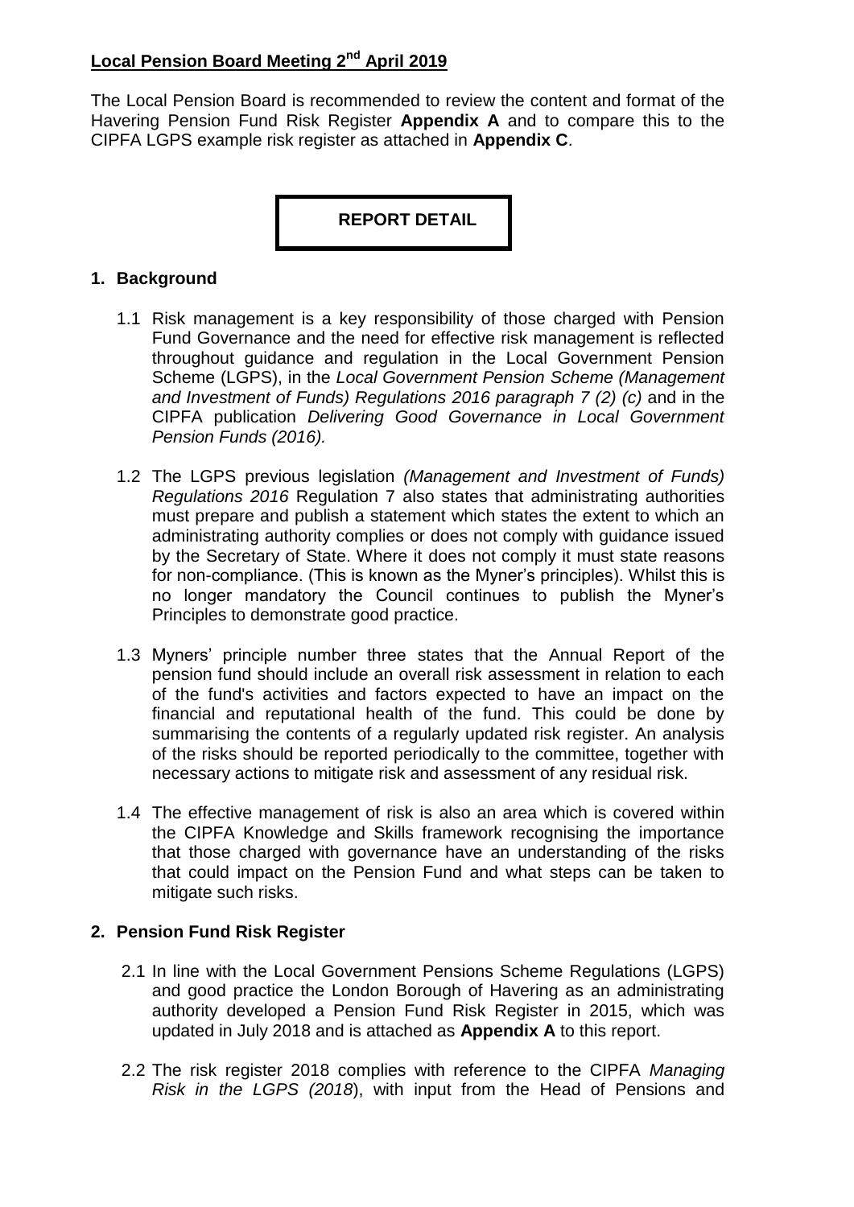## Local Pension Board Meeting 2nd April 2019

The Local Pension Board is recommended to review the content and format of the Havering Pension Fund Risk Register **Appendix A** and to compare this to the CIPFA LGPS example risk register as attached in **Appendix C**.

**REPORT DETAIL**

### 1. Background

1.1 Risk management is a key responsibility of those charged with Pension Fund Governance and the need for effective risk management is reflected throughout guidance and regulation in the Local Government Pension Scheme (LGPS), in the *Local Government Pension Scheme (Management and Investment of Funds) Regulations 2016 paragraph 7 (2) (c)* and in the CIPFA publication *Delivering Good Governance in Local Government Pension Funds (2016).*

1.2 The LGPS previous legislation *(Management and Investment of Funds) Regulations 2016* Regulation 7 also states that administrating authorities must prepare and publish a statement which states the extent to which an administrating authority complies or does not comply with guidance issued by the Secretary of State. Where it does not comply it must state reasons for non-compliance. (This is known as the Myner's principles). Whilst this is no longer mandatory the Council continues to publish the Myner's Principles to demonstrate good practice.

1.3 Myners' principle number three states that the Annual Report of the pension fund should include an overall risk assessment in relation to each of the fund's activities and factors expected to have an impact on the financial and reputational health of the fund. This could be done by summarising the contents of a regularly updated risk register. An analysis of the risks should be reported periodically to the committee, together with necessary actions to mitigate risk and assessment of any residual risk.

1.4 The effective management of risk is also an area which is covered within the CIPFA Knowledge and Skills framework recognising the importance that those charged with governance have an understanding of the risks that could impact on the Pension Fund and what steps can be taken to mitigate such risks.

### 2. Pension Fund Risk Register

2.1 In line with the Local Government Pensions Scheme Regulations (LGPS) and good practice the London Borough of Havering as an administrating authority developed a Pension Fund Risk Register in 2015, which was updated in July 2018 and is attached as **Appendix A** to this report.

2.2 The risk register 2018 complies with reference to the CIPFA *Managing Risk in the LGPS (2018*), with input from the Head of Pensions and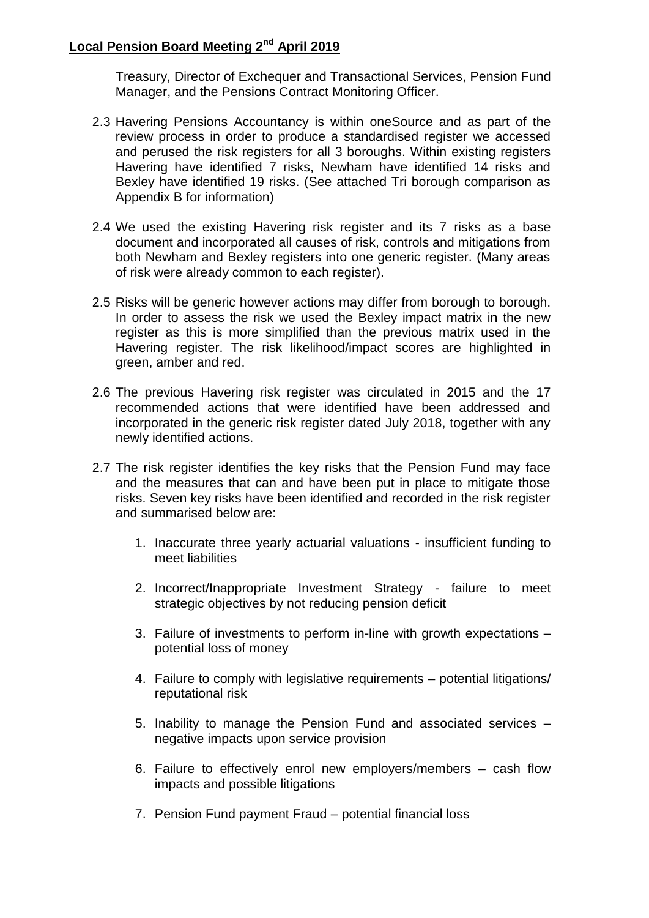Treasury, Director of Exchequer and Transactional Services, Pension Fund Manager, and the Pensions Contract Monitoring Officer.

2.3 Havering Pensions Accountancy is within oneSource and as part of the review process in order to produce a standardised register we accessed and perused the risk registers for all 3 boroughs. Within existing registers Havering have identified 7 risks, Newham have identified 14 risks and Bexley have identified 19 risks. (See attached Tri borough comparison as Appendix B for information)

2.4 We used the existing Havering risk register and its 7 risks as a base document and incorporated all causes of risk, controls and mitigations from both Newham and Bexley registers into one generic register. (Many areas of risk were already common to each register).

2.5 Risks will be generic however actions may differ from borough to borough. In order to assess the risk we used the Bexley impact matrix in the new register as this is more simplified than the previous matrix used in the Havering register. The risk likelihood/impact scores are highlighted in green, amber and red.

2.6 The previous Havering risk register was circulated in 2015 and the 17 recommended actions that were identified have been addressed and incorporated in the generic risk register dated July 2018, together with any newly identified actions.

2.7 The risk register identifies the key risks that the Pension Fund may face and the measures that can and have been put in place to mitigate those risks. Seven key risks have been identified and recorded in the risk register and summarised below are:

1. Inaccurate three yearly actuarial valuations - insufficient funding to meet liabilities
2. Incorrect/Inappropriate Investment Strategy - failure to meet strategic objectives by not reducing pension deficit
3. Failure of investments to perform in-line with growth expectations – potential loss of money
4. Failure to comply with legislative requirements – potential litigations/ reputational risk
5. Inability to manage the Pension Fund and associated services – negative impacts upon service provision
6. Failure to effectively enrol new employers/members – cash flow impacts and possible litigations
7. Pension Fund payment Fraud – potential financial loss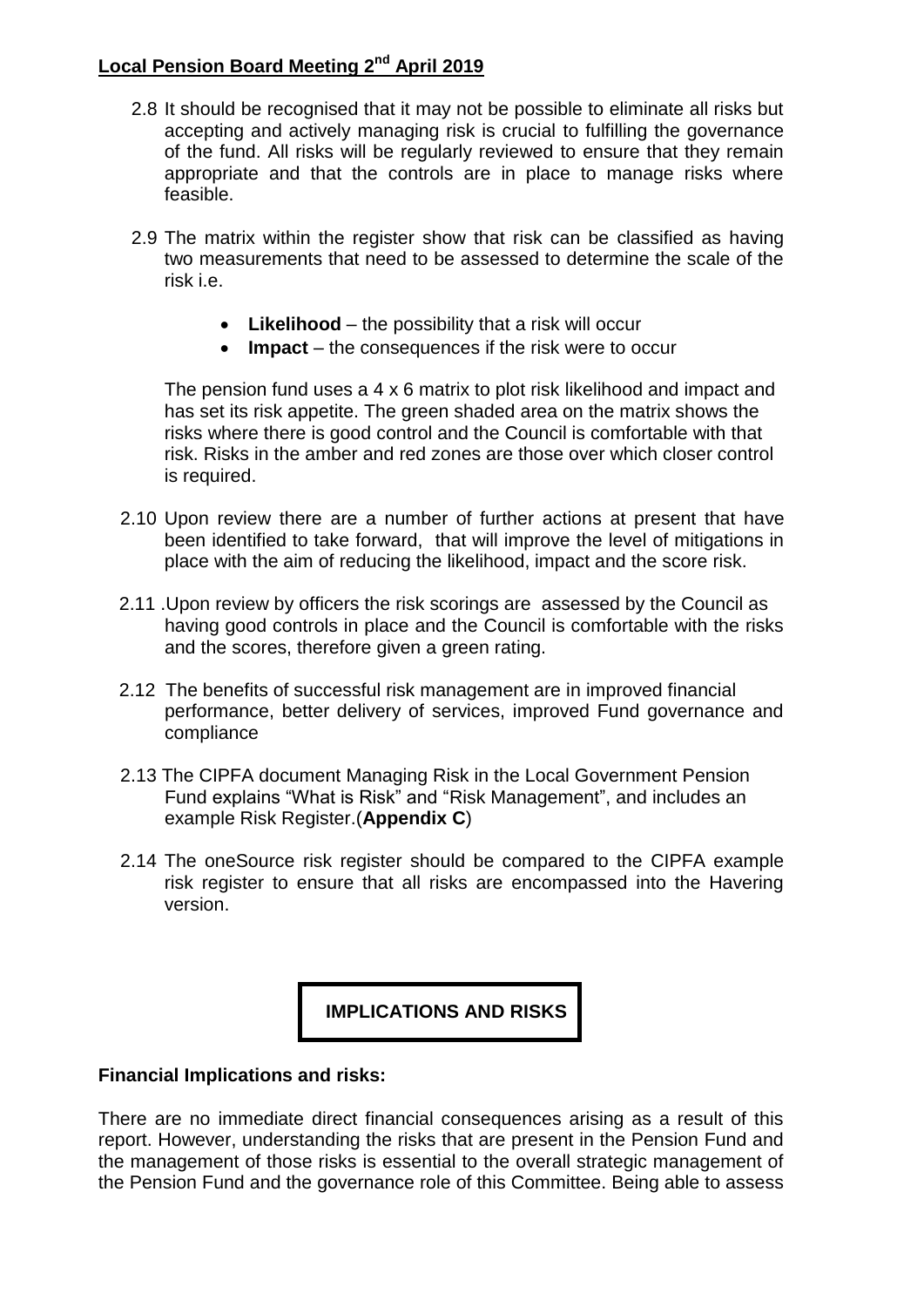2.8 It should be recognised that it may not be possible to eliminate all risks but accepting and actively managing risk is crucial to fulfilling the governance of the fund. All risks will be regularly reviewed to ensure that they remain appropriate and that the controls are in place to manage risks where feasible.

2.9 The matrix within the register show that risk can be classified as having two measurements that need to be assessed to determine the scale of the risk i.e.

- **Likelihood** – the possibility that a risk will occur
- **Impact** – the consequences if the risk were to occur

The pension fund uses a 4 x 6 matrix to plot risk likelihood and impact and has set its risk appetite. The green shaded area on the matrix shows the risks where there is good control and the Council is comfortable with that risk. Risks in the amber and red zones are those over which closer control is required.

2.10 Upon review there are a number of further actions at present that have been identified to take forward, that will improve the level of mitigations in place with the aim of reducing the likelihood, impact and the score risk.

2.11 .Upon review by officers the risk scorings are assessed by the Council as having good controls in place and the Council is comfortable with the risks and the scores, therefore given a green rating.

2.12 The benefits of successful risk management are in improved financial performance, better delivery of services, improved Fund governance and compliance

2.13 The CIPFA document Managing Risk in the Local Government Pension Fund explains "What is Risk" and "Risk Management", and includes an example Risk Register.(**Appendix C**)

2.14 The oneSource risk register should be compared to the CIPFA example risk register to ensure that all risks are encompassed into the Havering version.

## IMPLICATIONS AND RISKS

**Financial Implications and risks:**

There are no immediate direct financial consequences arising as a result of this report. However, understanding the risks that are present in the Pension Fund and the management of those risks is essential to the overall strategic management of the Pension Fund and the governance role of this Committee. Being able to assess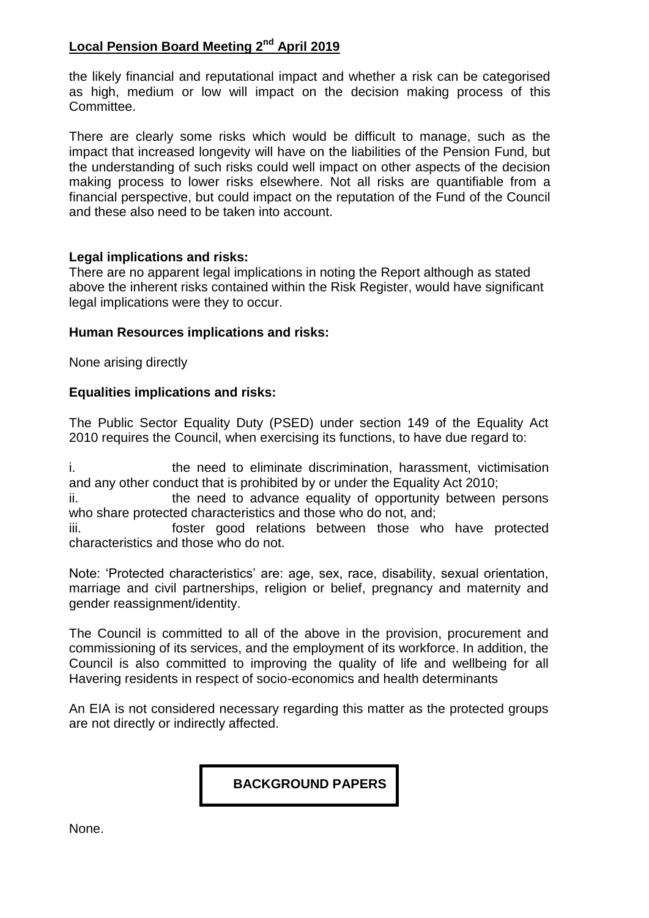the likely financial and reputational impact and whether a risk can be categorised as high, medium or low will impact on the decision making process of this Committee.

There are clearly some risks which would be difficult to manage, such as the impact that increased longevity will have on the liabilities of the Pension Fund, but the understanding of such risks could well impact on other aspects of the decision making process to lower risks elsewhere. Not all risks are quantifiable from a financial perspective, but could impact on the reputation of the Fund of the Council and these also need to be taken into account.

**Legal implications and risks:**

There are no apparent legal implications in noting the Report although as stated above the inherent risks contained within the Risk Register, would have significant legal implications were they to occur.

**Human Resources implications and risks:**

None arising directly

**Equalities implications and risks:**

The Public Sector Equality Duty (PSED) under section 149 of the Equality Act 2010 requires the Council, when exercising its functions, to have due regard to:

i. the need to eliminate discrimination, harassment, victimisation and any other conduct that is prohibited by or under the Equality Act 2010;

ii. the need to advance equality of opportunity between persons who share protected characteristics and those who do not, and;

iii. foster good relations between those who have protected characteristics and those who do not.

Note: 'Protected characteristics' are: age, sex, race, disability, sexual orientation, marriage and civil partnerships, religion or belief, pregnancy and maternity and gender reassignment/identity.

The Council is committed to all of the above in the provision, procurement and commissioning of its services, and the employment of its workforce. In addition, the Council is also committed to improving the quality of life and wellbeing for all Havering residents in respect of socio-economics and health determinants

An EIA is not considered necessary regarding this matter as the protected groups are not directly or indirectly affected.

**BACKGROUND PAPERS**

None.